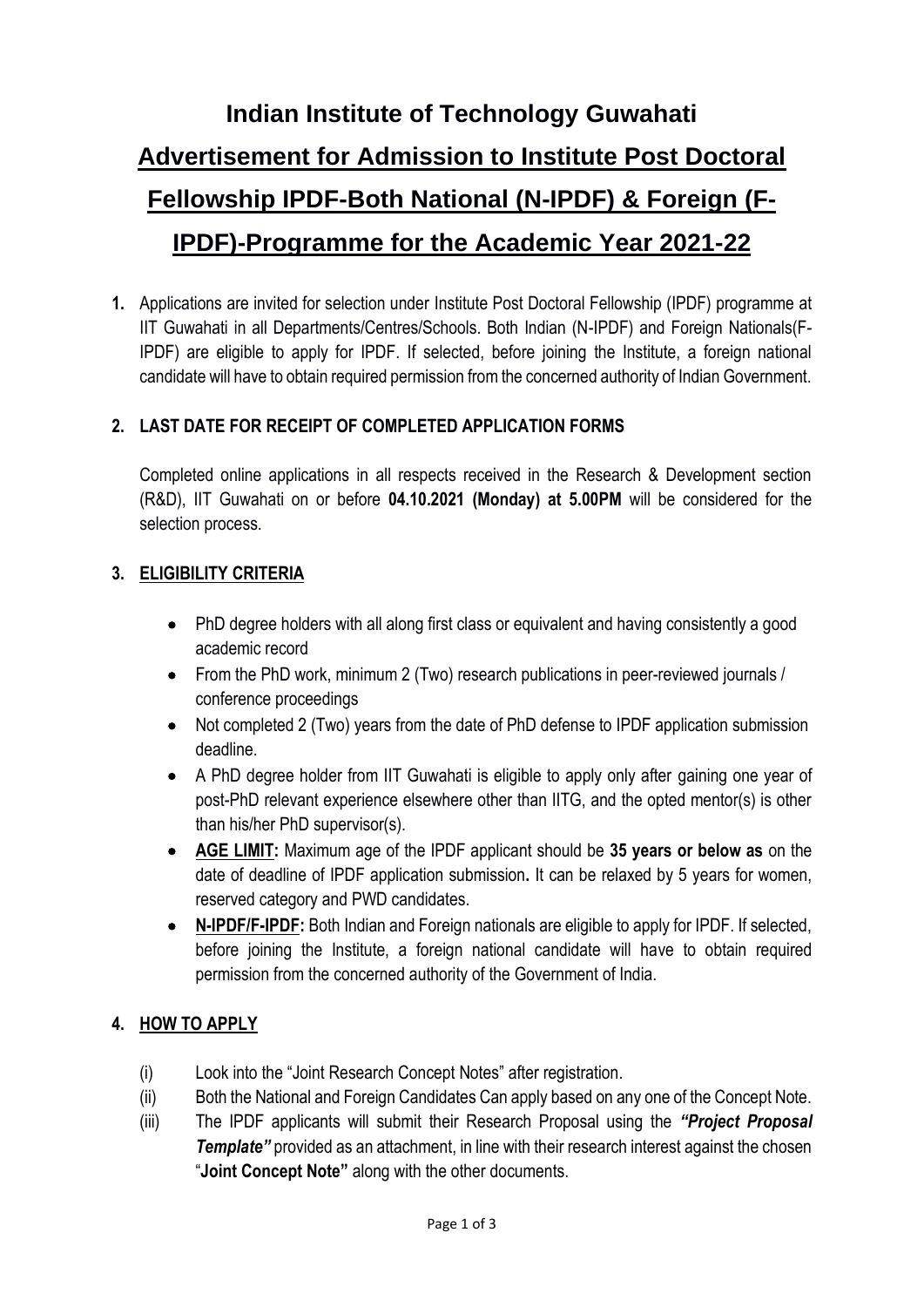# Indian Institute of Technology Guwahati

## Advertisement for Admission to Institute Post Doctoral Fellowship IPDF-Both National (N-IPDF) & Foreign (F-IPDF)-Programme for the Academic Year 2021-22

**1.** Applications are invited for selection under Institute Post Doctoral Fellowship (IPDF) programme at IIT Guwahati in all Departments/Centres/Schools. Both Indian (N-IPDF) and Foreign Nationals(F-IPDF) are eligible to apply for IPDF. If selected, before joining the Institute, a foreign national candidate will have to obtain required permission from the concerned authority of Indian Government.

**2. LAST DATE FOR RECEIPT OF COMPLETED APPLICATION FORMS**

Completed online applications in all respects received in the Research & Development section (R&D), IIT Guwahati on or before **04.10.2021 (Monday) at 5.00PM** will be considered for the selection process.

**3. ELIGIBILITY CRITERIA**

- PhD degree holders with all along first class or equivalent and having consistently a good academic record
- From the PhD work, minimum 2 (Two) research publications in peer-reviewed journals / conference proceedings
- Not completed 2 (Two) years from the date of PhD defense to IPDF application submission deadline.
- A PhD degree holder from IIT Guwahati is eligible to apply only after gaining one year of post-PhD relevant experience elsewhere other than IITG, and the opted mentor(s) is other than his/her PhD supervisor(s).
- **AGE LIMIT:** Maximum age of the IPDF applicant should be **35 years or below as** on the date of deadline of IPDF application submission**.** It can be relaxed by 5 years for women, reserved category and PWD candidates.
- **N-IPDF/F-IPDF:** Both Indian and Foreign nationals are eligible to apply for IPDF. If selected, before joining the Institute, a foreign national candidate will have to obtain required permission from the concerned authority of the Government of India.

**4. HOW TO APPLY**

(i) Look into the "Joint Research Concept Notes" after registration.

(ii) Both the National and Foreign Candidates Can apply based on any one of the Concept Note.

(iii) The IPDF applicants will submit their Research Proposal using the ***"Project Proposal Template"*** provided as an attachment, in line with their research interest against the chosen "**Joint Concept Note"** along with the other documents.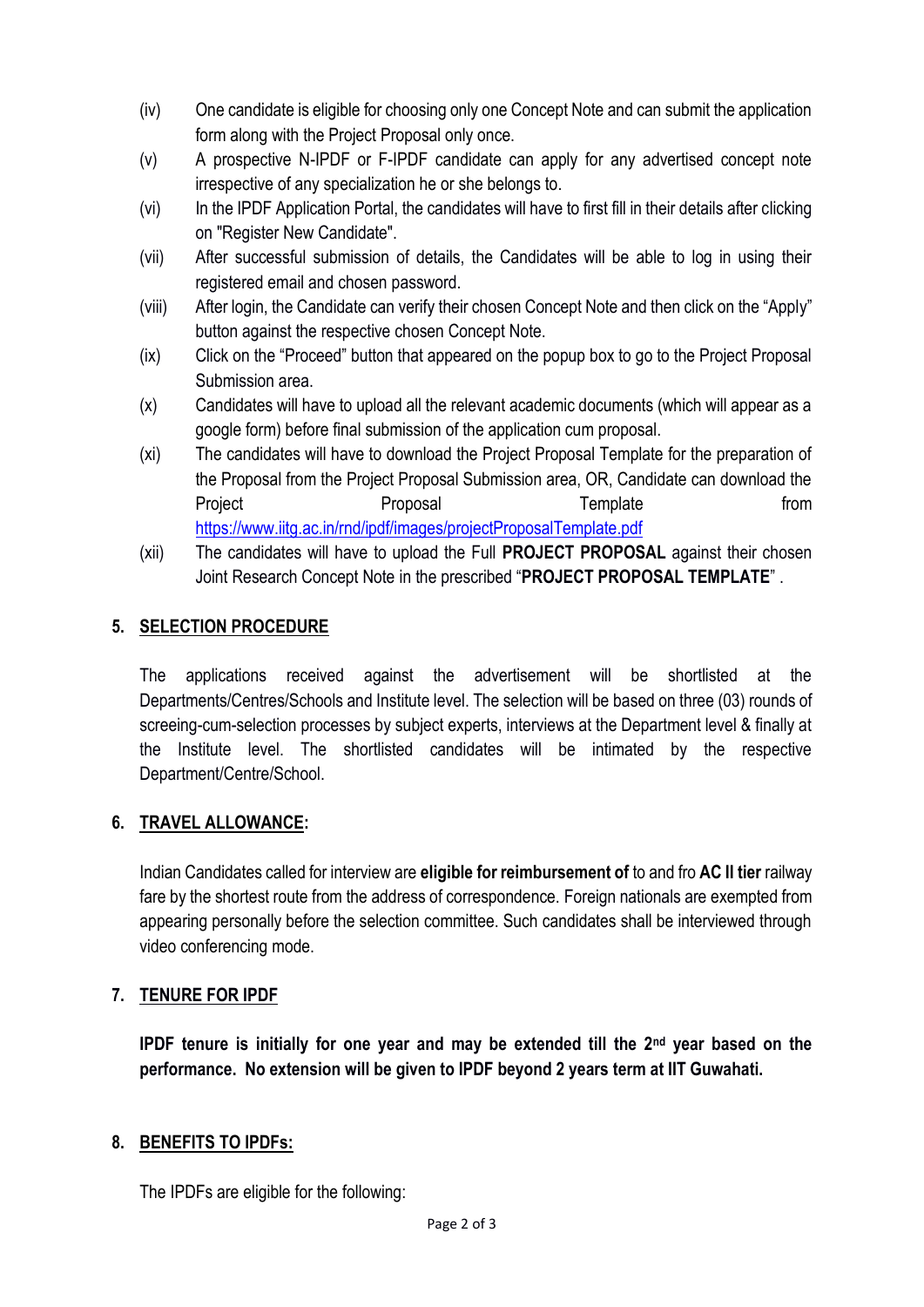(iv) One candidate is eligible for choosing only one Concept Note and can submit the application form along with the Project Proposal only once.

(v) A prospective N-IPDF or F-IPDF candidate can apply for any advertised concept note irrespective of any specialization he or she belongs to.

(vi) In the IPDF Application Portal, the candidates will have to first fill in their details after clicking on "Register New Candidate".

(vii) After successful submission of details, the Candidates will be able to log in using their registered email and chosen password.

(viii) After login, the Candidate can verify their chosen Concept Note and then click on the "Apply" button against the respective chosen Concept Note.

(ix) Click on the "Proceed" button that appeared on the popup box to go to the Project Proposal Submission area.

(x) Candidates will have to upload all the relevant academic documents (which will appear as a google form) before final submission of the application cum proposal.

(xi) The candidates will have to download the Project Proposal Template for the preparation of the Proposal from the Project Proposal Submission area, OR, Candidate can download the Project Proposal Template from https://www.iitg.ac.in/rnd/ipdf/images/projectProposalTemplate.pdf

(xii) The candidates will have to upload the Full **PROJECT PROPOSAL** against their chosen Joint Research Concept Note in the prescribed "**PROJECT PROPOSAL TEMPLATE**" .

## 5. SELECTION PROCEDURE

The applications received against the advertisement will be shortlisted at the Departments/Centres/Schools and Institute level. The selection will be based on three (03) rounds of screeing-cum-selection processes by subject experts, interviews at the Department level & finally at the Institute level. The shortlisted candidates will be intimated by the respective Department/Centre/School.

## 6. TRAVEL ALLOWANCE:

Indian Candidates called for interview are **eligible for reimbursement of** to and fro **AC II tier** railway fare by the shortest route from the address of correspondence. Foreign nationals are exempted from appearing personally before the selection committee. Such candidates shall be interviewed through video conferencing mode.

## 7. TENURE FOR IPDF

**IPDF tenure is initially for one year and may be extended till the 2nd year based on the performance. No extension will be given to IPDF beyond 2 years term at IIT Guwahati.**

## 8. BENEFITS TO IPDFs:

The IPDFs are eligible for the following: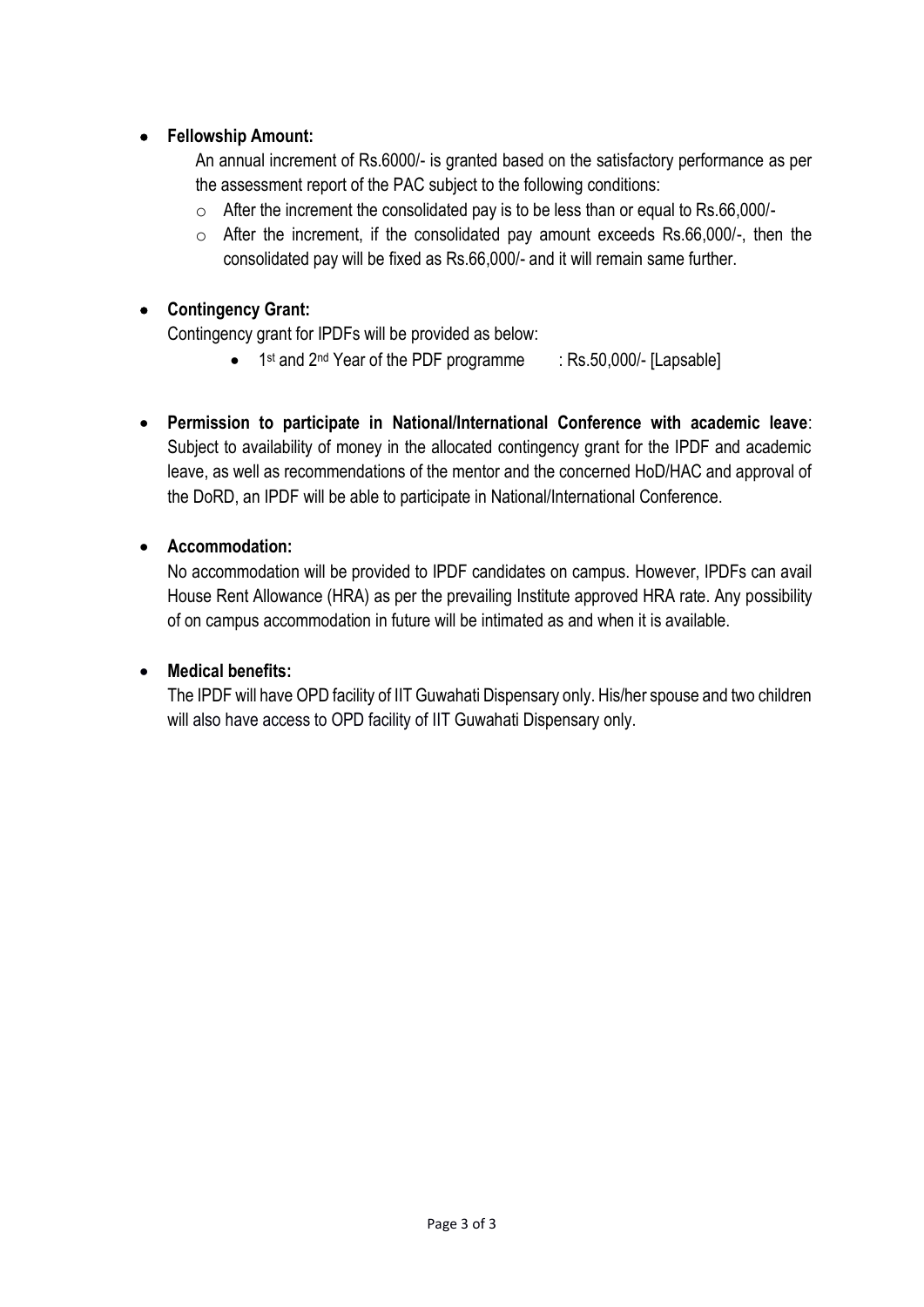- **Fellowship Amount:**

  An annual increment of Rs.6000/- is granted based on the satisfactory performance as per the assessment report of the PAC subject to the following conditions:

  - After the increment the consolidated pay is to be less than or equal to Rs.66,000/-
  - After the increment, if the consolidated pay amount exceeds Rs.66,000/-, then the consolidated pay will be fixed as Rs.66,000/- and it will remain same further.

- **Contingency Grant:**

  Contingency grant for IPDFs will be provided as below:

  - 1st and 2nd Year of the PDF programme : Rs.50,000/- [Lapsable]

- **Permission to participate in National/International Conference with academic leave**: Subject to availability of money in the allocated contingency grant for the IPDF and academic leave, as well as recommendations of the mentor and the concerned HoD/HAC and approval of the DoRD, an IPDF will be able to participate in National/International Conference.

- **Accommodation:**

  No accommodation will be provided to IPDF candidates on campus. However, IPDFs can avail House Rent Allowance (HRA) as per the prevailing Institute approved HRA rate. Any possibility of on campus accommodation in future will be intimated as and when it is available.

- **Medical benefits:**

  The IPDF will have OPD facility of IIT Guwahati Dispensary only. His/her spouse and two children will also have access to OPD facility of IIT Guwahati Dispensary only.